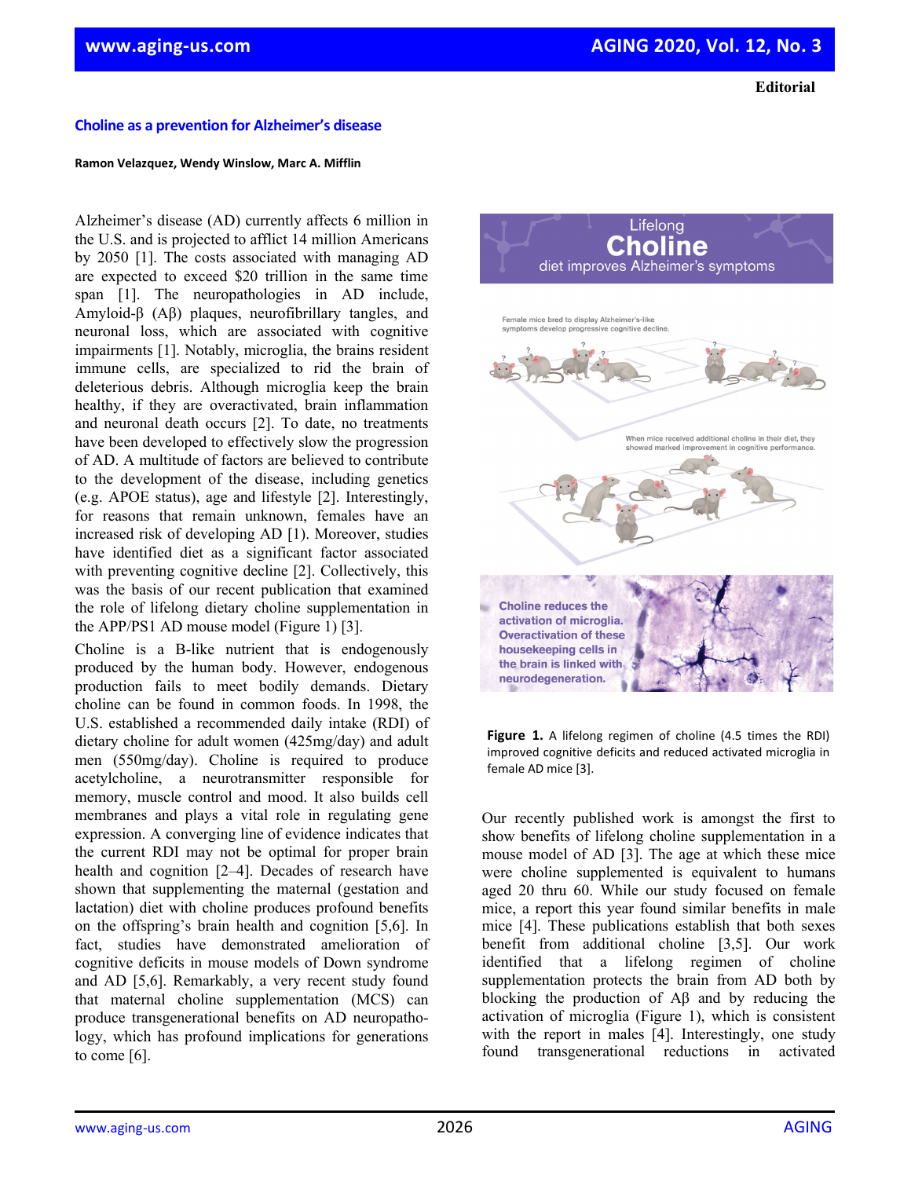Editorial

# Choline as a prevention for Alzheimer's disease

**Ramon Velazquez, Wendy Winslow, Marc A. Mifflin**

Alzheimer's disease (AD) currently affects 6 million in the U.S. and is projected to afflict 14 million Americans by 2050 [1]. The costs associated with managing AD are expected to exceed $20 trillion in the same time span [1]. The neuropathologies in AD include, Amyloid-β (Aβ) plaques, neurofibrillary tangles, and neuronal loss, which are associated with cognitive impairments [1]. Notably, microglia, the brains resident immune cells, are specialized to rid the brain of deleterious debris. Although microglia keep the brain healthy, if they are overactivated, brain inflammation and neuronal death occurs [2]. To date, no treatments have been developed to effectively slow the progression of AD. A multitude of factors are believed to contribute to the development of the disease, including genetics (e.g. APOE status), age and lifestyle [2]. Interestingly, for reasons that remain unknown, females have an increased risk of developing AD [1]. Moreover, studies have identified diet as a significant factor associated with preventing cognitive decline [2]. Collectively, this was the basis of our recent publication that examined the role of lifelong dietary choline supplementation in the APP/PS1 AD mouse model (Figure 1) [3].

Choline is a B-like nutrient that is endogenously produced by the human body. However, endogenous production fails to meet bodily demands. Dietary choline can be found in common foods. In 1998, the U.S. established a recommended daily intake (RDI) of dietary choline for adult women (425mg/day) and adult men (550mg/day). Choline is required to produce acetylcholine, a neurotransmitter responsible for memory, muscle control and mood. It also builds cell membranes and plays a vital role in regulating gene expression. A converging line of evidence indicates that the current RDI may not be optimal for proper brain health and cognition [2–4]. Decades of research have shown that supplementing the maternal (gestation and lactation) diet with choline produces profound benefits on the offspring's brain health and cognition [5,6]. In fact, studies have demonstrated amelioration of cognitive deficits in mouse models of Down syndrome and AD [5,6]. Remarkably, a very recent study found that maternal choline supplementation (MCS) can produce transgenerational benefits on AD neuropathology, which has profound implications for generations to come [6].

**Figure 1.** A lifelong regimen of choline (4.5 times the RDI) improved cognitive deficits and reduced activated microglia in female AD mice [3].

Our recently published work is amongst the first to show benefits of lifelong choline supplementation in a mouse model of AD [3]. The age at which these mice were choline supplemented is equivalent to humans aged 20 thru 60. While our study focused on female mice, a report this year found similar benefits in male mice [4]. These publications establish that both sexes benefit from additional choline [3,5]. Our work identified that a lifelong regimen of choline supplementation protects the brain from AD both by blocking the production of Aβ and by reducing the activation of microglia (Figure 1), which is consistent with the report in males [4]. Interestingly, one study found transgenerational reductions in activated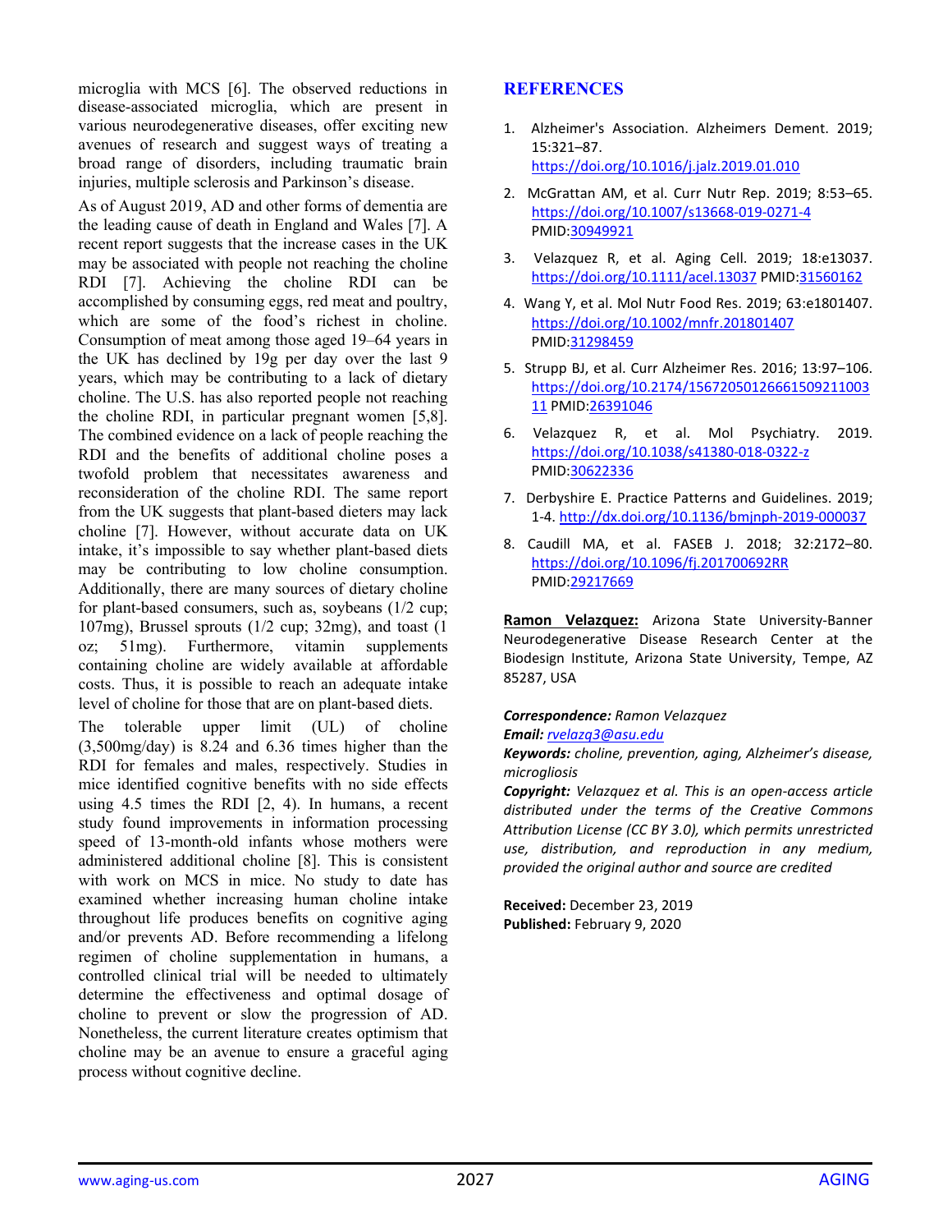microglia with MCS [6]. The observed reductions in disease-associated microglia, which are present in various neurodegenerative diseases, offer exciting new avenues of research and suggest ways of treating a broad range of disorders, including traumatic brain injuries, multiple sclerosis and Parkinson's disease.

As of August 2019, AD and other forms of dementia are the leading cause of death in England and Wales [7]. A recent report suggests that the increase cases in the UK may be associated with people not reaching the choline RDI [7]. Achieving the choline RDI can be accomplished by consuming eggs, red meat and poultry, which are some of the food's richest in choline. Consumption of meat among those aged 19–64 years in the UK has declined by 19g per day over the last 9 years, which may be contributing to a lack of dietary choline. The U.S. has also reported people not reaching the choline RDI, in particular pregnant women [5,8]. The combined evidence on a lack of people reaching the RDI and the benefits of additional choline poses a twofold problem that necessitates awareness and reconsideration of the choline RDI. The same report from the UK suggests that plant-based dieters may lack choline [7]. However, without accurate data on UK intake, it's impossible to say whether plant-based diets may be contributing to low choline consumption. Additionally, there are many sources of dietary choline for plant-based consumers, such as, soybeans (1/2 cup; 107mg), Brussel sprouts (1/2 cup; 32mg), and toast (1 oz; 51mg). Furthermore, vitamin supplements containing choline are widely available at affordable costs. Thus, it is possible to reach an adequate intake level of choline for those that are on plant-based diets.

The tolerable upper limit (UL) of choline (3,500mg/day) is 8.24 and 6.36 times higher than the RDI for females and males, respectively. Studies in mice identified cognitive benefits with no side effects using 4.5 times the RDI [2, 4). In humans, a recent study found improvements in information processing speed of 13-month-old infants whose mothers were administered additional choline [8]. This is consistent with work on MCS in mice. No study to date has examined whether increasing human choline intake throughout life produces benefits on cognitive aging and/or prevents AD. Before recommending a lifelong regimen of choline supplementation in humans, a controlled clinical trial will be needed to ultimately determine the effectiveness and optimal dosage of choline to prevent or slow the progression of AD. Nonetheless, the current literature creates optimism that choline may be an avenue to ensure a graceful aging process without cognitive decline.

## REFERENCES

1. Alzheimer's Association. Alzheimers Dement. 2019; 15:321–87. https://doi.org/10.1016/j.jalz.2019.01.010
2. McGrattan AM, et al. Curr Nutr Rep. 2019; 8:53–65. https://doi.org/10.1007/s13668-019-0271-4 PMID:30949921
3. Velazquez R, et al. Aging Cell. 2019; 18:e13037. https://doi.org/10.1111/acel.13037 PMID:31560162
4. Wang Y, et al. Mol Nutr Food Res. 2019; 63:e1801407. https://doi.org/10.1002/mnfr.201801407 PMID:31298459
5. Strupp BJ, et al. Curr Alzheimer Res. 2016; 13:97–106. https://doi.org/10.2174/156720501266615092110031 1 PMID:26391046
6. Velazquez R, et al. Mol Psychiatry. 2019. https://doi.org/10.1038/s41380-018-0322-z PMID:30622336
7. Derbyshire E. Practice Patterns and Guidelines. 2019; 1-4. http://dx.doi.org/10.1136/bmjnph-2019-000037
8. Caudill MA, et al. FASEB J. 2018; 32:2172–80. https://doi.org/10.1096/fj.201700692RR PMID:29217669

**Ramon Velazquez:** Arizona State University-Banner Neurodegenerative Disease Research Center at the Biodesign Institute, Arizona State University, Tempe, AZ 85287, USA

***Correspondence:*** *Ramon Velazquez*
***Email:*** *rvelazq3@asu.edu*
***Keywords:*** *choline, prevention, aging, Alzheimer's disease, microgliosis*
***Copyright:*** *Velazquez et al. This is an open-access article distributed under the terms of the Creative Commons Attribution License (CC BY 3.0), which permits unrestricted use, distribution, and reproduction in any medium, provided the original author and source are credited*

**Received:** December 23, 2019
**Published:** February 9, 2020